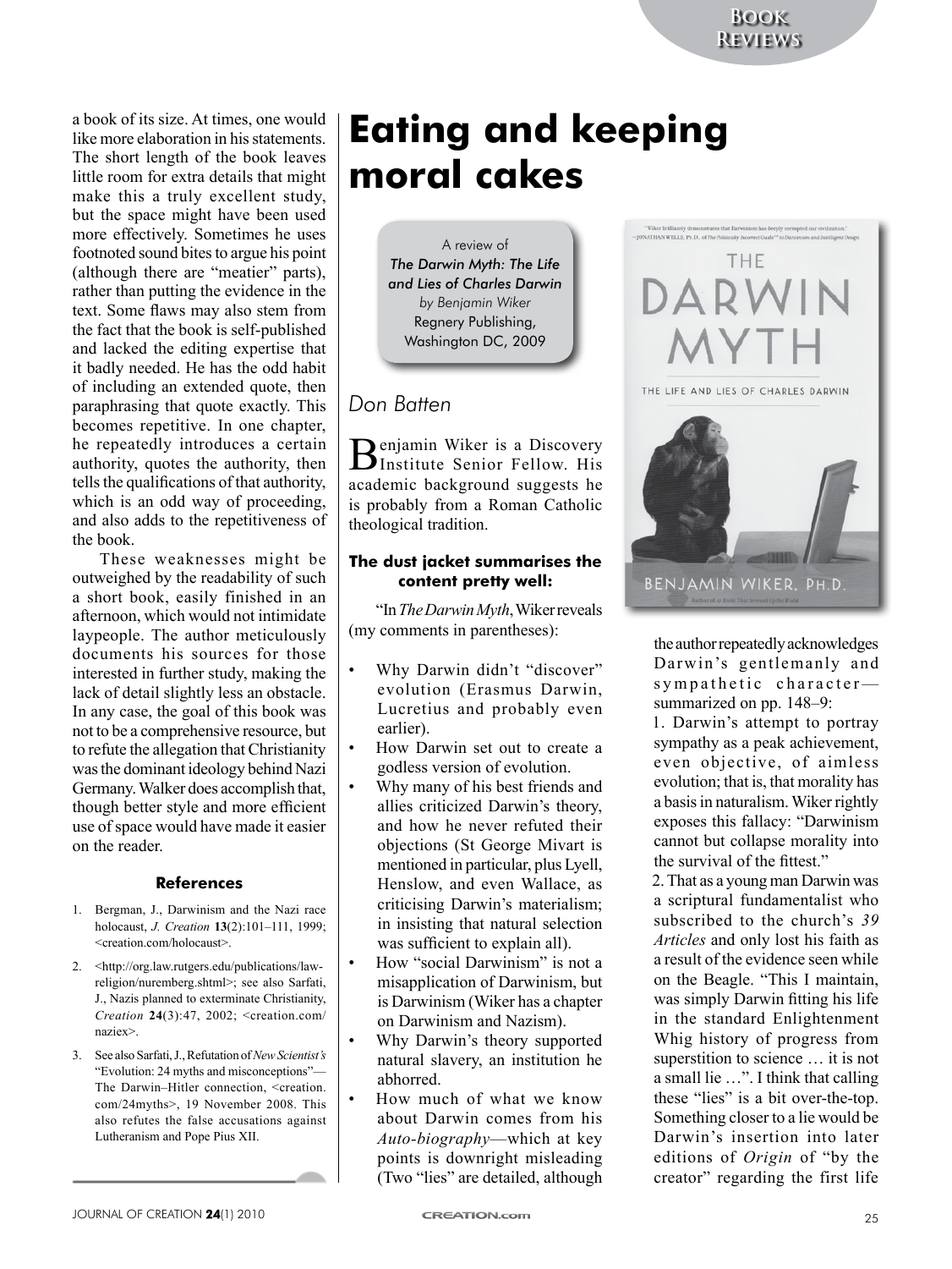a book of its size. At times, one would like more elaboration in his statements. The short length of the book leaves little room for extra details that might make this a truly excellent study, but the space might have been used more effectively. Sometimes he uses footnoted sound bites to argue his point (although there are "meatier" parts), rather than putting the evidence in the text. Some flaws may also stem from the fact that the book is self-published and lacked the editing expertise that it badly needed. He has the odd habit of including an extended quote, then paraphrasing that quote exactly. This becomes repetitive. In one chapter, he repeatedly introduces a certain authority, quotes the authority, then tells the qualifications of that authority, which is an odd way of proceeding, and also adds to the repetitiveness of the book.

These weaknesses might be outweighed by the readability of such a short book, easily finished in an afternoon, which would not intimidate laypeople. The author meticulously documents his sources for those interested in further study, making the lack of detail slightly less an obstacle. In any case, the goal of this book was not to be a comprehensive resource, but to refute the allegation that Christianity was the dominant ideology behind Nazi Germany. Walker does accomplish that, though better style and more efficient use of space would have made it easier on the reader.

### References

1. Bergman, J., Darwinism and the Nazi race holocaust, *J. Creation* **13**(2):101–111, 1999; <creation.com/holocaust>.
2. <http://org.law.rutgers.edu/publications/law-religion/nuremberg.shtml>; see also Sarfati, J., Nazis planned to exterminate Christianity, *Creation* **24**(3):47, 2002; <creation.com/naziex>.
3. See also Sarfati, J., Refutation of *New Scientist's* "Evolution: 24 myths and misconceptions"—The Darwin–Hitler connection, <creation.com/24myths>, 19 November 2008. This also refutes the false accusations against Lutheranism and Pope Pius XII.

# Eating and keeping moral cakes

A review of
*The Darwin Myth: The Life and Lies of Charles Darwin*
*by Benjamin Wiker*
Regnery Publishing, Washington DC, 2009

*Don Batten*

Benjamin Wiker is a Discovery Institute Senior Fellow. His academic background suggests he is probably from a Roman Catholic theological tradition.

#### The dust jacket summarises the content pretty well:

"In *The Darwin Myth*, Wiker reveals (my comments in parentheses):

- Why Darwin didn't "discover" evolution (Erasmus Darwin, Lucretius and probably even earlier).
- How Darwin set out to create a godless version of evolution.
- Why many of his best friends and allies criticized Darwin's theory, and how he never refuted their objections (St George Mivart is mentioned in particular, plus Lyell, Henslow, and even Wallace, as criticising Darwin's materialism; in insisting that natural selection was sufficient to explain all).
- How "social Darwinism" is not a misapplication of Darwinism, but is Darwinism (Wiker has a chapter on Darwinism and Nazism).
- Why Darwin's theory supported natural slavery, an institution he abhorred.
- How much of what we know about Darwin comes from his *Auto-biography*—which at key points is downright misleading (Two "lies" are detailed, although the author repeatedly acknowledges Darwin's gentlemanly and sympathetic character—summarized on pp. 148–9:

1. Darwin's attempt to portray sympathy as a peak achievement, even objective, of aimless evolution; that is, that morality has a basis in naturalism. Wiker rightly exposes this fallacy: "Darwinism cannot but collapse morality into the survival of the fittest."
2. That as a young man Darwin was a scriptural fundamentalist who subscribed to the church's *39 Articles* and only lost his faith as a result of the evidence seen while on the Beagle. "This I maintain, was simply Darwin fitting his life in the standard Enlightenment Whig history of progress from superstition to science … it is not a small lie …". I think that calling these "lies" is a bit over-the-top. Something closer to a lie would be Darwin's insertion into later editions of *Origin* of "by the creator" regarding the first life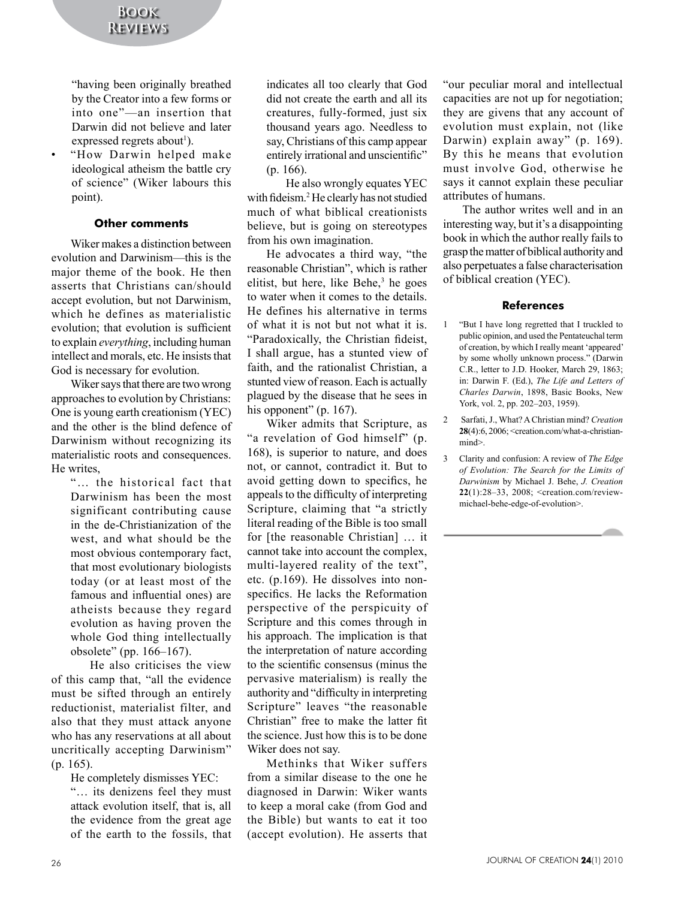"having been originally breathed by the Creator into a few forms or into one"—an insertion that Darwin did not believe and later expressed regrets about[1]).

- "How Darwin helped make ideological atheism the battle cry of science" (Wiker labours this point).

### Other comments

Wiker makes a distinction between evolution and Darwinism—this is the major theme of the book. He then asserts that Christians can/should accept evolution, but not Darwinism, which he defines as materialistic evolution; that evolution is sufficient to explain *everything*, including human intellect and morals, etc. He insists that God is necessary for evolution.

Wiker says that there are two wrong approaches to evolution by Christians: One is young earth creationism (YEC) and the other is the blind defence of Darwinism without recognizing its materialistic roots and consequences. He writes,

> "… the historical fact that Darwinism has been the most significant contributing cause in the de-Christianization of the west, and what should be the most obvious contemporary fact, that most evolutionary biologists today (or at least most of the famous and influential ones) are atheists because they regard evolution as having proven the whole God thing intellectually obsolete" (pp. 166–167).

He also criticises the view of this camp that, "all the evidence must be sifted through an entirely reductionist, materialist filter, and also that they must attack anyone who has any reservations at all about uncritically accepting Darwinism" (p. 165).

He completely dismisses YEC:

> "… its denizens feel they must attack evolution itself, that is, all the evidence from the great age of the earth to the fossils, that indicates all too clearly that God did not create the earth and all its creatures, fully-formed, just six thousand years ago. Needless to say, Christians of this camp appear entirely irrational and unscientific" (p. 166).

He also wrongly equates YEC with fideism.[2] He clearly has not studied much of what biblical creationists believe, but is going on stereotypes from his own imagination.

He advocates a third way, "the reasonable Christian", which is rather elitist, but here, like Behe,[3] he goes to water when it comes to the details. He defines his alternative in terms of what it is not but not what it is. "Paradoxically, the Christian fideist, I shall argue, has a stunted view of faith, and the rationalist Christian, a stunted view of reason. Each is actually plagued by the disease that he sees in his opponent" (p. 167).

Wiker admits that Scripture, as "a revelation of God himself" (p. 168), is superior to nature, and does not, or cannot, contradict it. But to avoid getting down to specifics, he appeals to the difficulty of interpreting Scripture, claiming that "a strictly literal reading of the Bible is too small for [the reasonable Christian] … it cannot take into account the complex, multi-layered reality of the text", etc. (p.169). He dissolves into non-specifics. He lacks the Reformation perspective of the perspicuity of Scripture and this comes through in his approach. The implication is that the interpretation of nature according to the scientific consensus (minus the pervasive materialism) is really the authority and "difficulty in interpreting Scripture" leaves "the reasonable Christian" free to make the latter fit the science. Just how this is to be done Wiker does not say.

Methinks that Wiker suffers from a similar disease to the one he diagnosed in Darwin: Wiker wants to keep a moral cake (from God and the Bible) but wants to eat it too (accept evolution). He asserts that "our peculiar moral and intellectual capacities are not up for negotiation; they are givens that any account of evolution must explain, not (like Darwin) explain away" (p. 169). By this he means that evolution must involve God, otherwise he says it cannot explain these peculiar attributes of humans.

The author writes well and in an interesting way, but it's a disappointing book in which the author really fails to grasp the matter of biblical authority and also perpetuates a false characterisation of biblical creation (YEC).

### References

1. "But I have long regretted that I truckled to public opinion, and used the Pentateuchal term of creation, by which I really meant 'appeared' by some wholly unknown process." (Darwin C.R., letter to J.D. Hooker, March 29, 1863; in: Darwin F. (Ed.), *The Life and Letters of Charles Darwin*, 1898, Basic Books, New York, vol. 2, pp. 202–203, 1959).
2. Sarfati, J., What? A Christian mind? *Creation* **28**(4):6, 2006; <creation.com/what-a-christian-mind>.
3. Clarity and confusion: A review of *The Edge of Evolution: The Search for the Limits of Darwinism* by Michael J. Behe, *J. Creation* **22**(1):28–33, 2008; <creation.com/review-michael-behe-edge-of-evolution>.